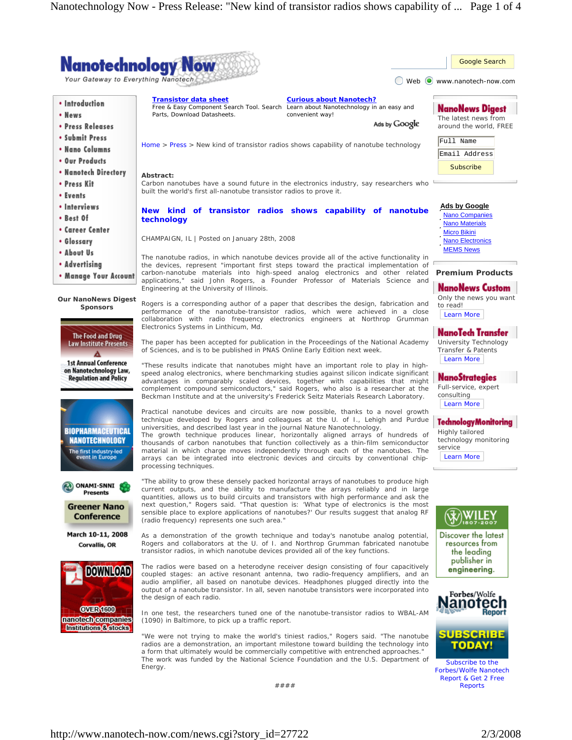# Nanotechnology Now

Your Gateway to Everything Nanotech

Google Search

Web www.nanotech-now.com

- Introduction
- News
- Press Releases
- Submit Press
- Nano Columns
- Our Products
- Nanotech Directory
- Press Kit
- Events
- Interviews
- Best Of
- Career Center
- Glossary
- About Us
- Advertising
- Manage Your Account

**Transistor data sheet**
Free & Easy Component Search Tool. Search Parts, Download Datasheets.

**Curious about Nanotech?**
Learn about Nanotechnology in an easy and convenient way!

Ads by Google

Home > Press > New kind of transistor radios shows capability of nanotube technology

**Abstract:**
Carbon nanotubes have a sound future in the electronics industry, say researchers who built the world's first all-nanotube transistor radios to prove it.

## New kind of transistor radios shows capability of nanotube technology

CHAMPAIGN, IL | Posted on January 28th, 2008

The nanotube radios, in which nanotube devices provide all of the active functionality in the devices, represent "important first steps toward the practical implementation of carbon-nanotube materials into high-speed analog electronics and other related applications," said John Rogers, a Founder Professor of Materials Science and Engineering at the University of Illinois.

Rogers is a corresponding author of a paper that describes the design, fabrication and performance of the nanotube-transistor radios, which were achieved in a close collaboration with radio frequency electronics engineers at Northrop Grumman Electronics Systems in Linthicum, Md.

The paper has been accepted for publication in the Proceedings of the National Academy of Sciences, and is to be published in PNAS Online Early Edition next week.

"These results indicate that nanotubes might have an important role to play in high-speed analog electronics, where benchmarking studies against silicon indicate significant advantages in comparably scaled devices, together with capabilities that might complement compound semiconductors," said Rogers, who also is a researcher at the Beckman Institute and at the university's Frederick Seitz Materials Research Laboratory.

Practical nanotube devices and circuits are now possible, thanks to a novel growth technique developed by Rogers and colleagues at the U. of I., Lehigh and Purdue universities, and described last year in the journal Nature Nanotechnology.
The growth technique produces linear, horizontally aligned arrays of hundreds of thousands of carbon nanotubes that function collectively as a thin-film semiconductor material in which charge moves independently through each of the nanotubes. The arrays can be integrated into electronic devices and circuits by conventional chip-processing techniques.

"The ability to grow these densely packed horizontal arrays of nanotubes to produce high current outputs, and the ability to manufacture the arrays reliably and in large quantities, allows us to build circuits and transistors with high performance and ask the next question," Rogers said. "That question is: 'What type of electronics is the most sensible place to explore applications of nanotubes?' Our results suggest that analog RF (radio frequency) represents one such area."

As a demonstration of the growth technique and today's nanotube analog potential, Rogers and collaborators at the U. of I. and Northrop Grumman fabricated nanotube transistor radios, in which nanotube devices provided all of the key functions.

The radios were based on a heterodyne receiver design consisting of four capacitively coupled stages: an active resonant antenna, two radio-frequency amplifiers, and an audio amplifier, all based on nanotube devices. Headphones plugged directly into the output of a nanotube transistor. In all, seven nanotube transistors were incorporated into the design of each radio.

In one test, the researchers tuned one of the nanotube-transistor radios to WBAL-AM (1090) in Baltimore, to pick up a traffic report.

"We were not trying to make the world's tiniest radios," Rogers said. "The nanotube radios are a demonstration, an important milestone toward building the technology into a form that ultimately would be commercially competitive with entrenched approaches."
The work was funded by the National Science Foundation and the U.S. Department of Energy.

####

**Our NanoNews Digest Sponsors**

The Food and Drug Law Institute Presents 1st Annual Conference on Nanotechnology Law, Regulation and Policy

BIOPHARMACEUTICAL NANOTECHNOLOGY The first industry-led event in Europe

ONAMI-SNNI Presents Greener Nano Conference March 10-11, 2008 Corvallis, OR

DOWNLOAD OVER 1600 nanotech companies Institutions & stocks

**NanoNews Digest**
The latest news from around the world, FREE

Full Name
Email Address
Subscribe

**Ads by Google**
- Nano Companies
- Nano Materials
- Micro Bikini
- Nano Electronics
- MEMS News

**Premium Products**

**NanoNews Custom**
Only the news you want to read!
Learn More

**NanoTech Transfer**
University Technology Transfer & Patents
Learn More

**NanoStrategies**
Full-service, expert consulting
Learn More

**TechnologyMonitoring**
Highly tailored technology monitoring service
Learn More

WILEY 1807-2007 Discover the latest resources from the leading publisher in engineering.

Forbes/Wolfe Nanotech Report SUBSCRIBE TODAY!
Subscribe to the Forbes/Wolfe Nanotech Report & Get 2 Free Reports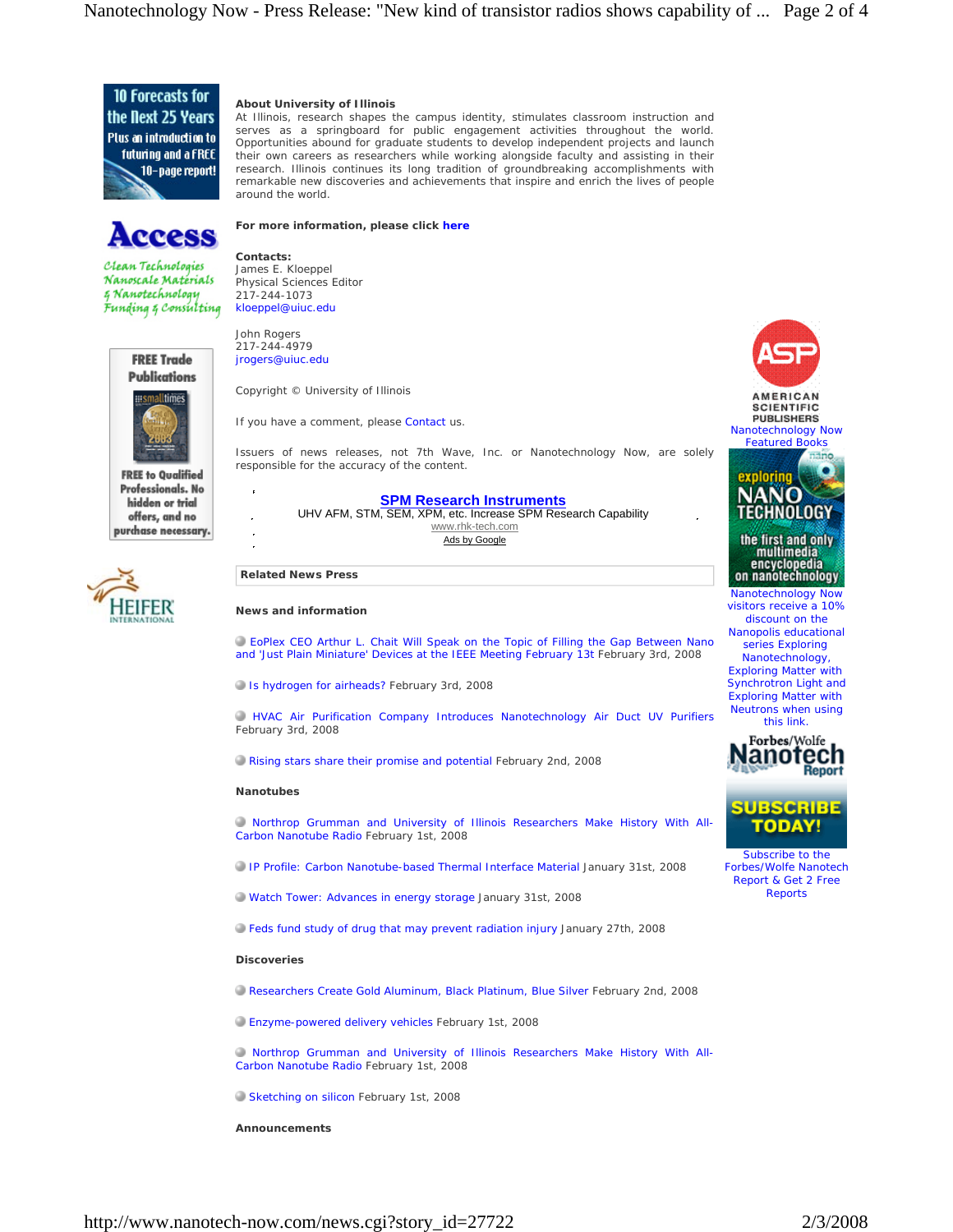**About University of Illinois**
At Illinois, research shapes the campus identity, stimulates classroom instruction and serves as a springboard for public engagement activities throughout the world. Opportunities abound for graduate students to develop independent projects and launch their own careers as researchers while working alongside faculty and assisting in their research. Illinois continues its long tradition of groundbreaking accomplishments with remarkable new discoveries and achievements that inspire and enrich the lives of people around the world.

**For more information, please click here**

**Contacts:**
James E. Kloeppel
Physical Sciences Editor
217-244-1073
kloeppel@uiuc.edu

John Rogers
217-244-4979
jrogers@uiuc.edu

Copyright © University of Illinois

If you have a comment, please Contact us.

Issuers of news releases, not 7th Wave, Inc. or Nanotechnology Now, are solely responsible for the accuracy of the content.

**SPM Research Instruments**
UHV AFM, STM, SEM, XPM, etc. Increase SPM Research Capability
www.rhk-tech.com
Ads by Google

**Related News Press**

**News and information**

- EoPlex CEO Arthur L. Chait Will Speak on the Topic of Filling the Gap Between Nano and 'Just Plain Miniature' Devices at the IEEE Meeting February 13t February 3rd, 2008
- Is hydrogen for airheads? February 3rd, 2008
- HVAC Air Purification Company Introduces Nanotechnology Air Duct UV Purifiers February 3rd, 2008
- Rising stars share their promise and potential February 2nd, 2008

**Nanotubes**

- Northrop Grumman and University of Illinois Researchers Make History With All-Carbon Nanotube Radio February 1st, 2008
- IP Profile: Carbon Nanotube-based Thermal Interface Material January 31st, 2008
- Watch Tower: Advances in energy storage January 31st, 2008
- Feds fund study of drug that may prevent radiation injury January 27th, 2008

**Discoveries**

- Researchers Create Gold Aluminum, Black Platinum, Blue Silver February 2nd, 2008
- Enzyme-powered delivery vehicles February 1st, 2008
- Northrop Grumman and University of Illinois Researchers Make History With All-Carbon Nanotube Radio February 1st, 2008
- Sketching on silicon February 1st, 2008

**Announcements**

American Scientific Publishers
Nanotechnology Now Featured Books

Nanotechnology Now visitors receive a 10% discount on the Nanopolis educational series Exploring Nanotechnology, Exploring Matter with Synchrotron Light and Exploring Matter with Neutrons when using this link.

Subscribe to the Forbes/Wolfe Nanotech Report & Get 2 Free Reports